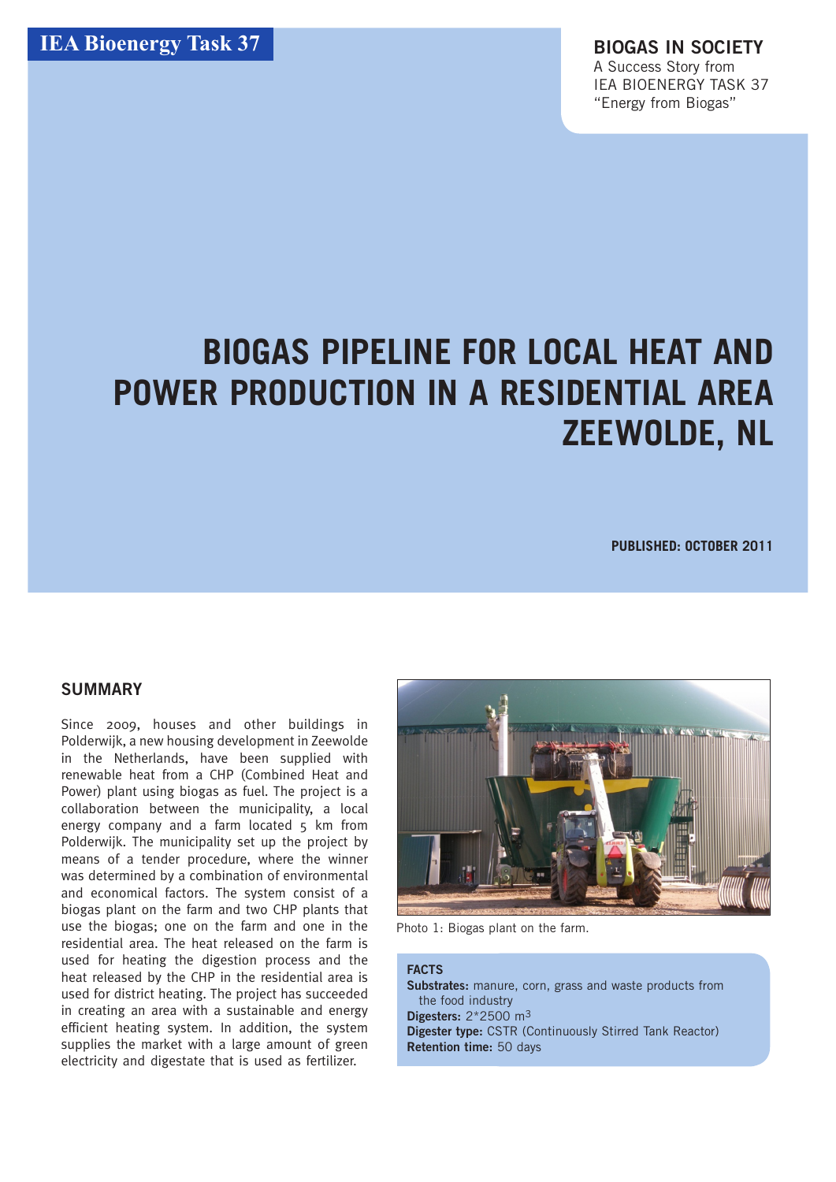IEA Bioenergy Task 37

**BIOGAS IN SOCIETY**
A Success Story from
IEA BIOENERGY TASK 37
"Energy from Biogas"

# BIOGAS PIPELINE FOR LOCAL HEAT AND POWER PRODUCTION IN A RESIDENTIAL AREA ZEEWOLDE, NL

**PUBLISHED: OCTOBER 2011**

## SUMMARY

Since 2009, houses and other buildings in Polderwijk, a new housing development in Zeewolde in the Netherlands, have been supplied with renewable heat from a CHP (Combined Heat and Power) plant using biogas as fuel. The project is a collaboration between the municipality, a local energy company and a farm located 5 km from Polderwijk. The municipality set up the project by means of a tender procedure, where the winner was determined by a combination of environmental and economical factors. The system consist of a biogas plant on the farm and two CHP plants that use the biogas; one on the farm and one in the residential area. The heat released on the farm is used for heating the digestion process and the heat released by the CHP in the residential area is used for district heating. The project has succeeded in creating an area with a sustainable and energy efficient heating system. In addition, the system supplies the market with a large amount of green electricity and digestate that is used as fertilizer.

Photo 1: Biogas plant on the farm.

**FACTS**

**Substrates:** manure, corn, grass and waste products from the food industry
**Digesters:** 2*2500 $m^3$
**Digester type:** CSTR (Continuously Stirred Tank Reactor)
**Retention time:** 50 days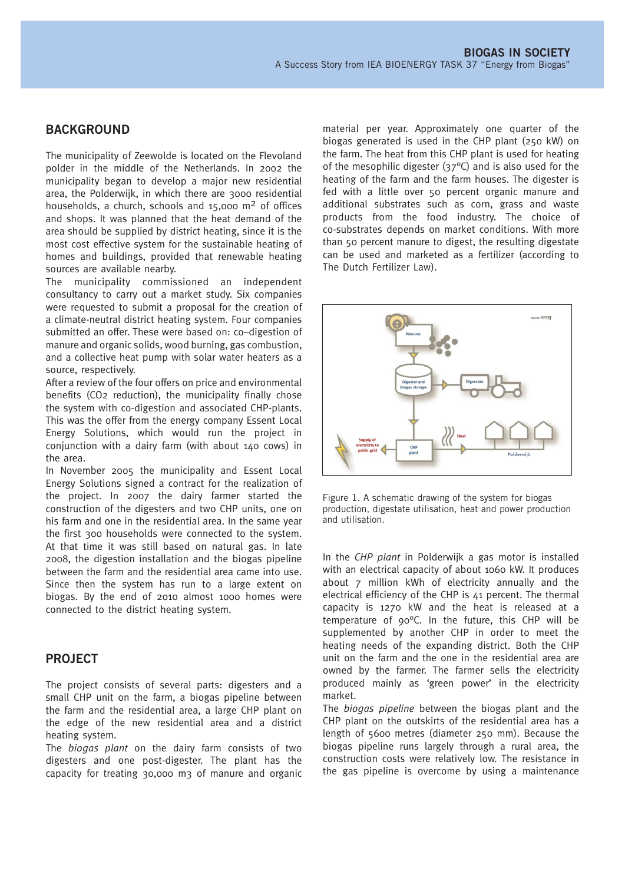## BACKGROUND

The municipality of Zeewolde is located on the Flevoland polder in the middle of the Netherlands. In 2002 the municipality began to develop a major new residential area, the Polderwijk, in which there are 3000 residential households, a church, schools and 15,000 m$^2$ of offices and shops. It was planned that the heat demand of the area should be supplied by district heating, since it is the most cost effective system for the sustainable heating of homes and buildings, provided that renewable heating sources are available nearby.

The municipality commissioned an independent consultancy to carry out a market study. Six companies were requested to submit a proposal for the creation of a climate-neutral district heating system. Four companies submitted an offer. These were based on: co–digestion of manure and organic solids, wood burning, gas combustion, and a collective heat pump with solar water heaters as a source, respectively.

After a review of the four offers on price and environmental benefits ($CO_2$ reduction), the municipality finally chose the system with co-digestion and associated CHP-plants. This was the offer from the energy company Essent Local Energy Solutions, which would run the project in conjunction with a dairy farm (with about 140 cows) in the area.

In November 2005 the municipality and Essent Local Energy Solutions signed a contract for the realization of the project. In 2007 the dairy farmer started the construction of the digesters and two CHP units, one on his farm and one in the residential area. In the same year the first 300 households were connected to the system. At that time it was still based on natural gas. In late 2008, the digestion installation and the biogas pipeline between the farm and the residential area came into use. Since then the system has run to a large extent on biogas. By the end of 2010 almost 1000 homes were connected to the district heating system.

## PROJECT

The project consists of several parts: digesters and a small CHP unit on the farm, a biogas pipeline between the farm and the residential area, a large CHP plant on the edge of the new residential area and a district heating system.

The *biogas plant* on the dairy farm consists of two digesters and one post-digester. The plant has the capacity for treating 30,000 m3 of manure and organic material per year. Approximately one quarter of the biogas generated is used in the CHP plant (250 kW) on the farm. The heat from this CHP plant is used for heating of the mesophilic digester (37°C) and is also used for the heating of the farm and the farm houses. The digester is fed with a little over 50 percent organic manure and additional substrates such as corn, grass and waste products from the food industry. The choice of co-substrates depends on market conditions. With more than 50 percent manure to digest, the resulting digestate can be used and marketed as a fertilizer (according to The Dutch Fertilizer Law).

Figure 1. A schematic drawing of the system for biogas production, digestate utilisation, heat and power production and utilisation.

In the *CHP plant* in Polderwijk a gas motor is installed with an electrical capacity of about 1060 kW. It produces about 7 million kWh of electricity annually and the electrical efficiency of the CHP is 41 percent. The thermal capacity is 1270 kW and the heat is released at a temperature of 90°C. In the future, this CHP will be supplemented by another CHP in order to meet the heating needs of the expanding district. Both the CHP unit on the farm and the one in the residential area are owned by the farmer. The farmer sells the electricity produced mainly as 'green power' in the electricity market.

The *biogas pipeline* between the biogas plant and the CHP plant on the outskirts of the residential area has a length of 5600 metres (diameter 250 mm). Because the biogas pipeline runs largely through a rural area, the construction costs were relatively low. The resistance in the gas pipeline is overcome by using a maintenance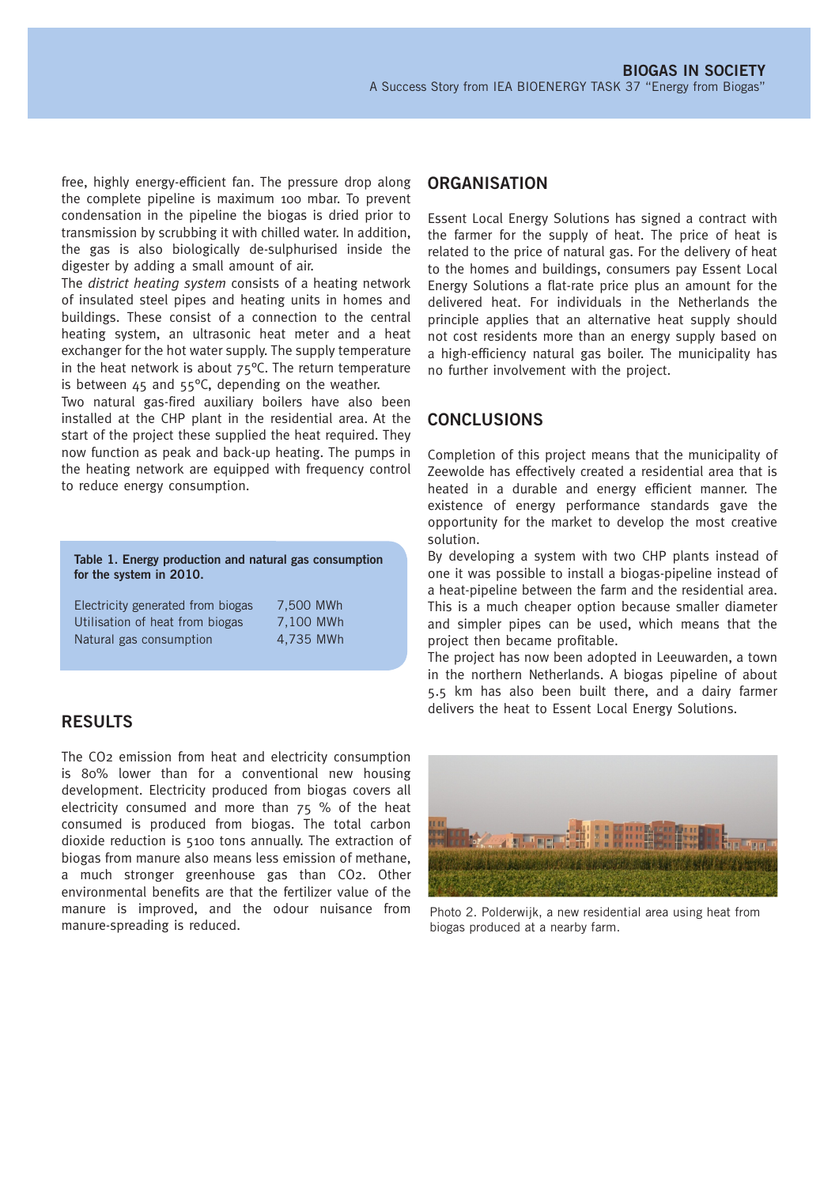free, highly energy-efficient fan. The pressure drop along the complete pipeline is maximum 100 mbar. To prevent condensation in the pipeline the biogas is dried prior to transmission by scrubbing it with chilled water. In addition, the gas is also biologically de-sulphurised inside the digester by adding a small amount of air.

The *district heating system* consists of a heating network of insulated steel pipes and heating units in homes and buildings. These consist of a connection to the central heating system, an ultrasonic heat meter and a heat exchanger for the hot water supply. The supply temperature in the heat network is about 75°C. The return temperature is between 45 and 55°C, depending on the weather.

Two natural gas-fired auxiliary boilers have also been installed at the CHP plant in the residential area. At the start of the project these supplied the heat required. They now function as peak and back-up heating. The pumps in the heating network are equipped with frequency control to reduce energy consumption.

**Table 1. Energy production and natural gas consumption for the system in 2010.**

| | |
|---|---|
| Electricity generated from biogas | 7,500 MWh |
| Utilisation of heat from biogas | 7,100 MWh |
| Natural gas consumption | 4,735 MWh |

## RESULTS

The $CO_2$ emission from heat and electricity consumption is 80% lower than for a conventional new housing development. Electricity produced from biogas covers all electricity consumed and more than 75 % of the heat consumed is produced from biogas. The total carbon dioxide reduction is 5100 tons annually. The extraction of biogas from manure also means less emission of methane, a much stronger greenhouse gas than $CO_2$. Other environmental benefits are that the fertilizer value of the manure is improved, and the odour nuisance from manure-spreading is reduced.

## ORGANISATION

Essent Local Energy Solutions has signed a contract with the farmer for the supply of heat. The price of heat is related to the price of natural gas. For the delivery of heat to the homes and buildings, consumers pay Essent Local Energy Solutions a flat-rate price plus an amount for the delivered heat. For individuals in the Netherlands the principle applies that an alternative heat supply should not cost residents more than an energy supply based on a high-efficiency natural gas boiler. The municipality has no further involvement with the project.

## CONCLUSIONS

Completion of this project means that the municipality of Zeewolde has effectively created a residential area that is heated in a durable and energy efficient manner. The existence of energy performance standards gave the opportunity for the market to develop the most creative solution.

By developing a system with two CHP plants instead of one it was possible to install a biogas-pipeline instead of a heat-pipeline between the farm and the residential area. This is a much cheaper option because smaller diameter and simpler pipes can be used, which means that the project then became profitable.

The project has now been adopted in Leeuwarden, a town in the northern Netherlands. A biogas pipeline of about 5.5 km has also been built there, and a dairy farmer delivers the heat to Essent Local Energy Solutions.

Photo 2. Polderwijk, a new residential area using heat from biogas produced at a nearby farm.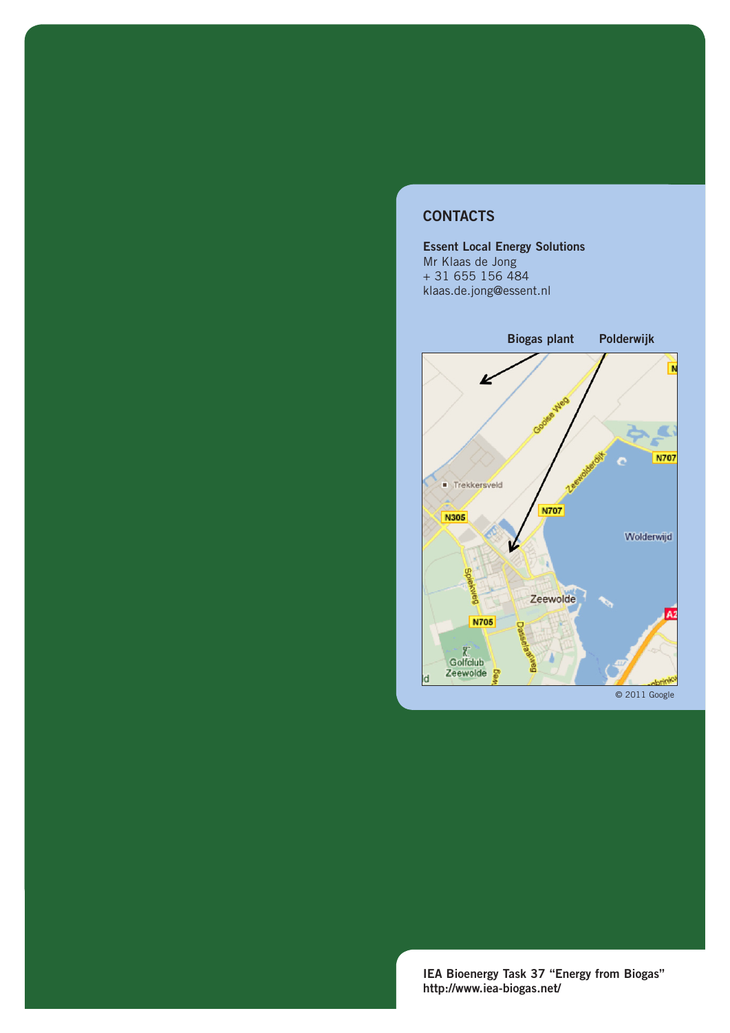## CONTACTS

**Essent Local Energy Solutions**
Mr Klaas de Jong
+ 31 655 156 484
klaas.de.jong@essent.nl

Biogas plant

Polderwijk

© 2011 Google

**IEA Bioenergy Task 37 "Energy from Biogas"**
**http://www.iea-biogas.net/**